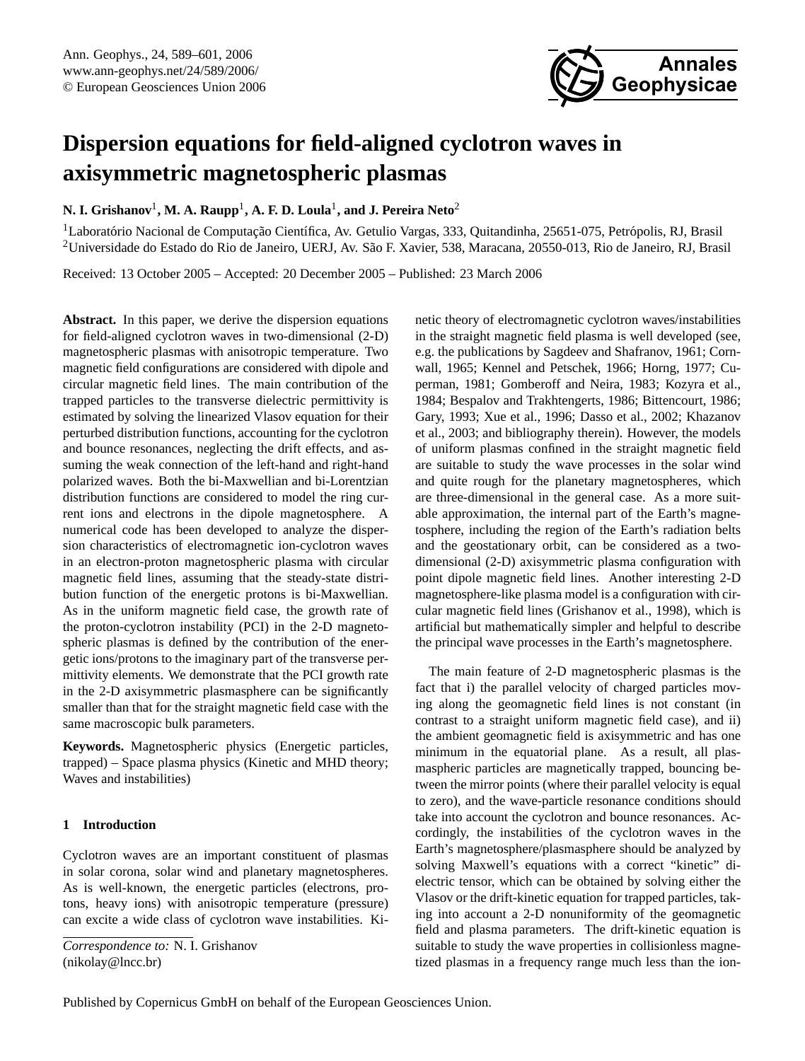# Dispersion equations for field-aligned cyclotron waves in axisymmetric magnetospheric plasmas

**N. I. Grishanov**[1]**, M. A. Raupp**[1]**, A. F. D. Loula**[1]**, and J. Pereira Neto**[2]

[1]Laboratório Nacional de Computação Científica, Av. Getulio Vargas, 333, Quitandinha, 25651-075, Petrópolis, RJ, Brasil
[2]Universidade do Estado do Rio de Janeiro, UERJ, Av. São F. Xavier, 538, Maracana, 20550-013, Rio de Janeiro, RJ, Brasil

Received: 13 October 2005 – Accepted: 20 December 2005 – Published: 23 March 2006

**Abstract.** In this paper, we derive the dispersion equations for field-aligned cyclotron waves in two-dimensional (2-D) magnetospheric plasmas with anisotropic temperature. Two magnetic field configurations are considered with dipole and circular magnetic field lines. The main contribution of the trapped particles to the transverse dielectric permittivity is estimated by solving the linearized Vlasov equation for their perturbed distribution functions, accounting for the cyclotron and bounce resonances, neglecting the drift effects, and assuming the weak connection of the left-hand and right-hand polarized waves. Both the bi-Maxwellian and bi-Lorentzian distribution functions are considered to model the ring current ions and electrons in the dipole magnetosphere. A numerical code has been developed to analyze the dispersion characteristics of electromagnetic ion-cyclotron waves in an electron-proton magnetospheric plasma with circular magnetic field lines, assuming that the steady-state distribution function of the energetic protons is bi-Maxwellian. As in the uniform magnetic field case, the growth rate of the proton-cyclotron instability (PCI) in the 2-D magnetospheric plasmas is defined by the contribution of the energetic ions/protons to the imaginary part of the transverse permittivity elements. We demonstrate that the PCI growth rate in the 2-D axisymmetric plasmasphere can be significantly smaller than that for the straight magnetic field case with the same macroscopic bulk parameters.

**Keywords.** Magnetospheric physics (Energetic particles, trapped) – Space plasma physics (Kinetic and MHD theory; Waves and instabilities)

## 1 Introduction

Cyclotron waves are an important constituent of plasmas in solar corona, solar wind and planetary magnetospheres. As is well-known, the energetic particles (electrons, protons, heavy ions) with anisotropic temperature (pressure) can excite a wide class of cyclotron wave instabilities. Kinetic theory of electromagnetic cyclotron waves/instabilities in the straight magnetic field plasma is well developed (see, e.g. the publications by Sagdeev and Shafranov, 1961; Cornwall, 1965; Kennel and Petschek, 1966; Horng, 1977; Cuperman, 1981; Gomberoff and Neira, 1983; Kozyra et al., 1984; Bespalov and Trakhtengerts, 1986; Bittencourt, 1986; Gary, 1993; Xue et al., 1996; Dasso et al., 2002; Khazanov et al., 2003; and bibliography therein). However, the models of uniform plasmas confined in the straight magnetic field are suitable to study the wave processes in the solar wind and quite rough for the planetary magnetospheres, which are three-dimensional in the general case. As a more suitable approximation, the internal part of the Earth's magnetosphere, including the region of the Earth's radiation belts and the geostationary orbit, can be considered as a two-dimensional (2-D) axisymmetric plasma configuration with point dipole magnetic field lines. Another interesting 2-D magnetosphere-like plasma model is a configuration with circular magnetic field lines (Grishanov et al., 1998), which is artificial but mathematically simpler and helpful to describe the principal wave processes in the Earth's magnetosphere.

The main feature of 2-D magnetospheric plasmas is the fact that i) the parallel velocity of charged particles moving along the geomagnetic field lines is not constant (in contrast to a straight uniform magnetic field case), and ii) the ambient geomagnetic field is axisymmetric and has one minimum in the equatorial plane. As a result, all plasmaspheric particles are magnetically trapped, bouncing between the mirror points (where their parallel velocity is equal to zero), and the wave-particle resonance conditions should take into account the cyclotron and bounce resonances. Accordingly, the instabilities of the cyclotron waves in the Earth's magnetosphere/plasmasphere should be analyzed by solving Maxwell's equations with a correct "kinetic" dielectric tensor, which can be obtained by solving either the Vlasov or the drift-kinetic equation for trapped particles, taking into account a 2-D nonuniformity of the geomagnetic field and plasma parameters. The drift-kinetic equation is suitable to study the wave properties in collisionless magnetized plasmas in a frequency range much less than the ion-

*Correspondence to:* N. I. Grishanov
(nikolay@lncc.br)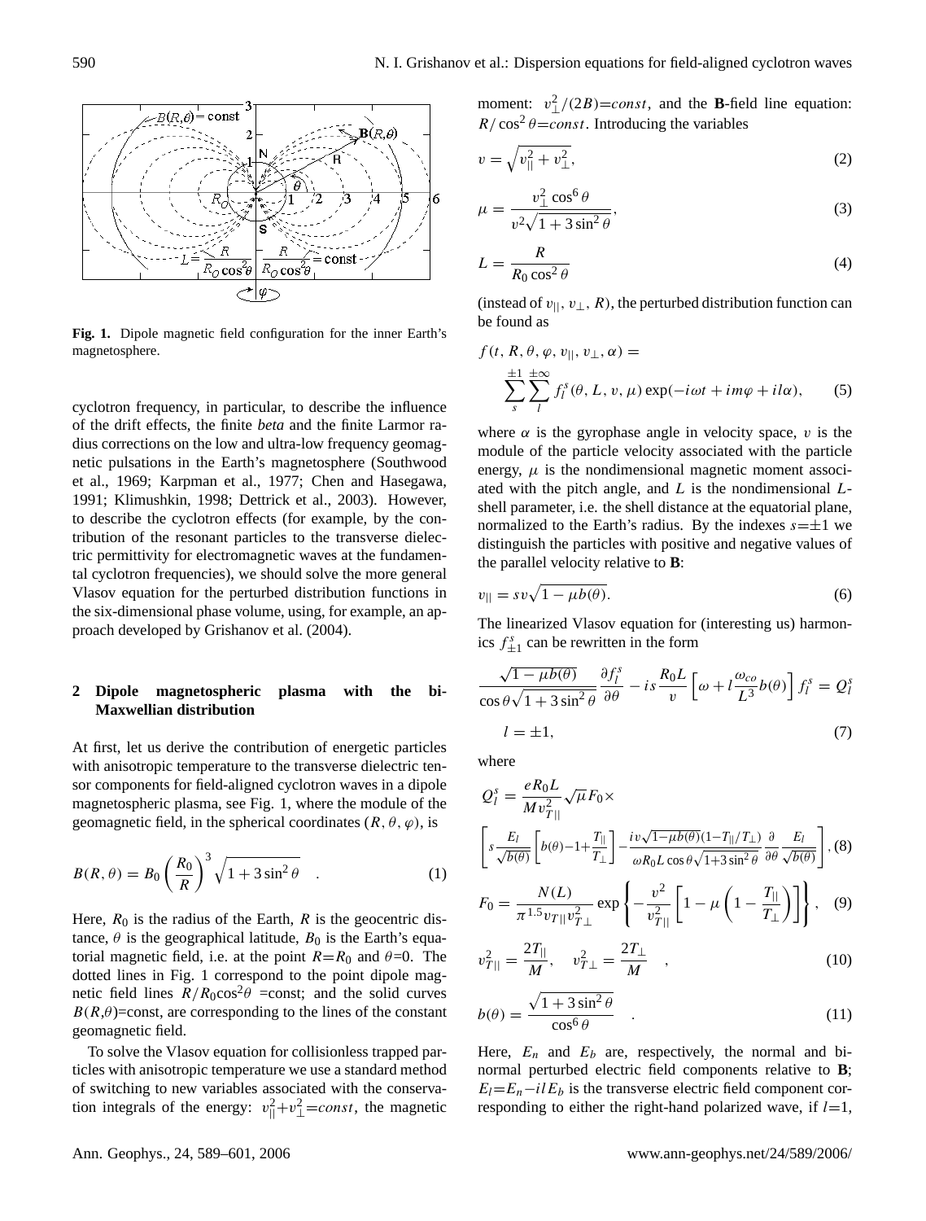**Fig. 1.** Dipole magnetic field configuration for the inner Earth's magnetosphere.

cyclotron frequency, in particular, to describe the influence of the drift effects, the finite *beta* and the finite Larmor radius corrections on the low and ultra-low frequency geomagnetic pulsations in the Earth's magnetosphere (Southwood et al., 1969; Karpman et al., 1977; Chen and Hasegawa, 1991; Klimushkin, 1998; Dettrick et al., 2003). However, to describe the cyclotron effects (for example, by the contribution of the resonant particles to the transverse dielectric permittivity for electromagnetic waves at the fundamental cyclotron frequencies), we should solve the more general Vlasov equation for the perturbed distribution functions in the six-dimensional phase volume, using, for example, an approach developed by Grishanov et al. (2004).

## 2 Dipole magnetospheric plasma with the bi-Maxwellian distribution

At first, let us derive the contribution of energetic particles with anisotropic temperature to the transverse dielectric tensor components for field-aligned cyclotron waves in a dipole magnetospheric plasma, see Fig. 1, where the module of the geomagnetic field, in the spherical coordinates $(R, \theta, \varphi)$, is

$$B(R,\theta) = B_0 \left(\frac{R_0}{R}\right)^3 \sqrt{1 + 3\sin^2\theta} \quad . \tag{1}$$

Here, $R_0$ is the radius of the Earth, $R$ is the geocentric distance, $\theta$ is the geographical latitude, $B_0$ is the Earth's equatorial magnetic field, i.e. at the point $R{=}R_0$ and $\theta$=0. The dotted lines in Fig. 1 correspond to the point dipole magnetic field lines $R/R_0\cos^2\theta$ =const; and the solid curves $B(R,\theta)$=const, are corresponding to the lines of the constant geomagnetic field.

To solve the Vlasov equation for collisionless trapped particles with anisotropic temperature we use a standard method of switching to new variables associated with the conservation integrals of the energy: $v_{||}^2 + v_\perp^2 = const$, the magnetic moment: $v_\perp^2/(2B) = const$, and the **B**-field line equation: $R/\cos^2\theta = const$. Introducing the variables

$$v = \sqrt{v_{||}^2 + v_\perp^2}, \tag{2}$$

$$\mu = \frac{v_\perp^2 \cos^6\theta}{v^2\sqrt{1+3\sin^2\theta}}, \tag{3}$$

$$L = \frac{R}{R_0\cos^2\theta} \tag{4}$$

(instead of $v_{||}$, $v_\perp$, $R$), the perturbed distribution function can be found as

$$f(t, R, \theta, \varphi, v_{||}, v_\perp, \alpha) = \sum_s^{\pm 1} \sum_l^{\pm\infty} f_l^s(\theta, L, v, \mu) \exp(-i\omega t + im\varphi + il\alpha), \tag{5}$$

where $\alpha$ is the gyrophase angle in velocity space, $v$ is the module of the particle velocity associated with the particle energy, $\mu$ is the nondimensional magnetic moment associated with the pitch angle, and $L$ is the nondimensional $L$-shell parameter, i.e. the shell distance at the equatorial plane, normalized to the Earth's radius. By the indexes $s{=}\pm 1$ we distinguish the particles with positive and negative values of the parallel velocity relative to **B**:

$$v_{||} = sv\sqrt{1 - \mu b(\theta)}. \tag{6}$$

The linearized Vlasov equation for (interesting us) harmonics $f_{\pm 1}^s$ can be rewritten in the form

$$\frac{\sqrt{1-\mu b(\theta)}}{\cos\theta\sqrt{1+3\sin^2\theta}} \frac{\partial f_l^s}{\partial\theta} - is\frac{R_0 L}{v}\left[\omega + l\frac{\omega_{co}}{L^3}b(\theta)\right] f_l^s = Q_l^s$$

$$l = \pm 1, \tag{7}$$

where

$$Q_l^s = \frac{eR_0L}{Mv_{T||}^2}\sqrt{\mu}F_0 \times \left[ s\frac{E_l}{\sqrt{b(\theta)}}\left[b(\theta) - 1 + \frac{T_{||}}{T_\perp}\right] - \frac{iv\sqrt{1-\mu b(\theta)}(1 - T_{||}/T_\perp)}{\omega R_0 L\cos\theta\sqrt{1+3\sin^2\theta}} \frac{\partial}{\partial\theta}\frac{E_l}{\sqrt{b(\theta)}} \right], \tag{8}$$

$$F_0 = \frac{N(L)}{\pi^{1.5}v_{T||}v_{T\perp}^2} \exp\left\{ -\frac{v^2}{v_{T||}^2}\left[1 - \mu\left(1 - \frac{T_{||}}{T_\perp}\right)\right] \right\}, \tag{9}$$

$$v_{T||}^2 = \frac{2T_{||}}{M}, \quad v_{T\perp}^2 = \frac{2T_\perp}{M} \quad , \tag{10}$$

$$b(\theta) = \frac{\sqrt{1+3\sin^2\theta}}{\cos^6\theta} \quad . \tag{11}$$

Here, $E_n$ and $E_b$ are, respectively, the normal and binormal perturbed electric field components relative to **B**; $E_l = E_n - ilE_b$ is the transverse electric field component corresponding to either the right-hand polarized wave, if $l$=1,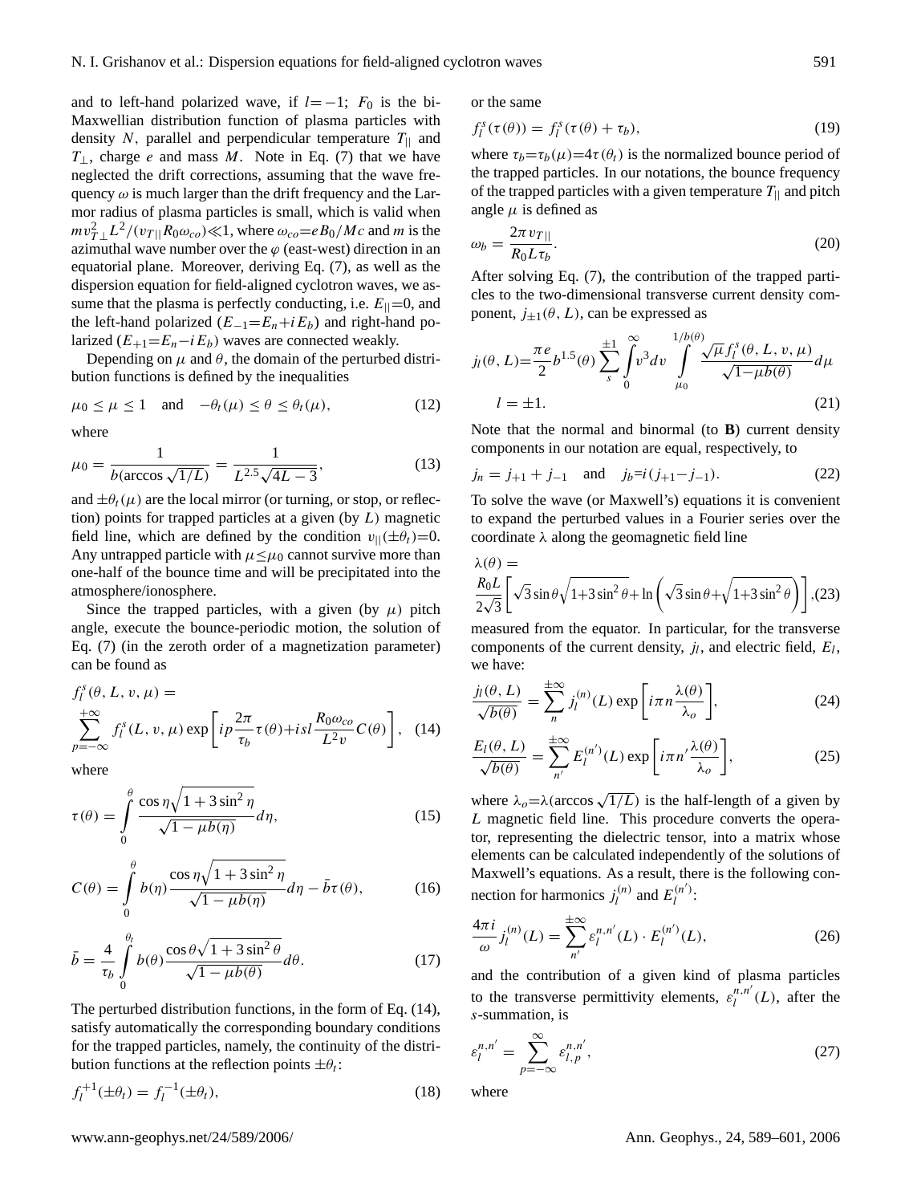and to left-hand polarized wave, if $l=-1$; $F_0$ is the bi-Maxwellian distribution function of plasma particles with density $N$, parallel and perpendicular temperature $T_{||}$ and $T_{\perp}$, charge $e$ and mass $M$. Note in Eq. (7) that we have neglected the drift corrections, assuming that the wave frequency $\omega$ is much larger than the drift frequency and the Larmor radius of plasma particles is small, which is valid when $mv_{T\perp}^2 L^2/(v_{T||}R_0\omega_{co})\ll 1$, where $\omega_{co}=eB_0/Mc$ and $m$ is the azimuthal wave number over the $\varphi$ (east-west) direction in an equatorial plane. Moreover, deriving Eq. (7), as well as the dispersion equation for field-aligned cyclotron waves, we assume that the plasma is perfectly conducting, i.e. $E_{||}=0$, and the left-hand polarized ($E_{-1}=E_n+iE_b$) and right-hand polarized ($E_{+1}=E_n-iE_b$) waves are connected weakly.

Depending on $\mu$ and $\theta$, the domain of the perturbed distribution functions is defined by the inequalities

$$\mu_0 \le \mu \le 1 \quad \text{and} \quad -\theta_t(\mu) \le \theta \le \theta_t(\mu), \tag{12}$$

where

$$\mu_0 = \frac{1}{b(\arccos\sqrt{1/L})} = \frac{1}{L^{2.5}\sqrt{4L-3}}, \tag{13}$$

and $\pm\theta_t(\mu)$ are the local mirror (or turning, or stop, or reflection) points for trapped particles at a given (by $L$) magnetic field line, which are defined by the condition $v_{||}(\pm\theta_t)=0$. Any untrapped particle with $\mu\le\mu_0$ cannot survive more than one-half of the bounce time and will be precipitated into the atmosphere/ionosphere.

Since the trapped particles, with a given (by $\mu$) pitch angle, execute the bounce-periodic motion, the solution of Eq. (7) (in the zeroth order of a magnetization parameter) can be found as

$$f_l^s(\theta, L, v, \mu) = \sum_{p=-\infty}^{+\infty} f_l^s(L, v, \mu)\exp\left[ip\frac{2\pi}{\tau_b}\tau(\theta)+isl\frac{R_0\omega_{co}}{L^2 v}C(\theta)\right], \tag{14}$$

where

$$\tau(\theta) = \int_0^\theta \frac{\cos\eta\sqrt{1+3\sin^2\eta}}{\sqrt{1-\mu b(\eta)}}d\eta, \tag{15}$$

$$C(\theta) = \int_0^\theta b(\eta)\frac{\cos\eta\sqrt{1+3\sin^2\eta}}{\sqrt{1-\mu b(\eta)}}d\eta - \bar{b}\tau(\theta), \tag{16}$$

$$\bar{b} = \frac{4}{\tau_b}\int_0^{\theta_t} b(\theta)\frac{\cos\theta\sqrt{1+3\sin^2\theta}}{\sqrt{1-\mu b(\theta)}}d\theta. \tag{17}$$

The perturbed distribution functions, in the form of Eq. (14), satisfy automatically the corresponding boundary conditions for the trapped particles, namely, the continuity of the distribution functions at the reflection points $\pm\theta_t$:

$$f_l^{+1}(\pm\theta_t) = f_l^{-1}(\pm\theta_t), \tag{18}$$

or the same

$$f_l^s(\tau(\theta)) = f_l^s(\tau(\theta)+\tau_b), \tag{19}$$

where $\tau_b=\tau_b(\mu)=4\tau(\theta_t)$ is the normalized bounce period of the trapped particles. In our notations, the bounce frequency of the trapped particles with a given temperature $T_{||}$ and pitch angle $\mu$ is defined as

$$\omega_b = \frac{2\pi v_{T||}}{R_0 L\tau_b}. \tag{20}$$

After solving Eq. (7), the contribution of the trapped particles to the two-dimensional transverse current density component, $j_{\pm1}(\theta, L)$, can be expressed as

$$j_l(\theta, L) = \frac{\pi e}{2}b^{1.5}(\theta)\sum_s^{\pm1}\int_0^\infty v^3 dv\int_{\mu_0}^{1/b(\theta)}\frac{\sqrt{\mu}f_l^s(\theta, L, v, \mu)}{\sqrt{1-\mu b(\theta)}}d\mu$$
$$l=\pm1. \tag{21}$$

Note that the normal and binormal (to **B**) current density components in our notation are equal, respectively, to

$$j_n = j_{+1}+j_{-1} \quad \text{and} \quad j_b = i(j_{+1}-j_{-1}). \tag{22}$$

To solve the wave (or Maxwell's) equations it is convenient to expand the perturbed values in a Fourier series over the coordinate $\lambda$ along the geomagnetic field line

$$\lambda(\theta) = \frac{R_0 L}{2\sqrt{3}}\left[\sqrt{3}\sin\theta\sqrt{1+3\sin^2\theta}+\ln\left(\sqrt{3}\sin\theta+\sqrt{1+3\sin^2\theta}\right)\right], \tag{23}$$

measured from the equator. In particular, for the transverse components of the current density, $j_l$, and electric field, $E_l$, we have:

$$\frac{j_l(\theta, L)}{\sqrt{b(\theta)}} = \sum_n^{\pm\infty} j_l^{(n)}(L)\exp\left[i\pi n\frac{\lambda(\theta)}{\lambda_o}\right], \tag{24}$$

$$\frac{E_l(\theta, L)}{\sqrt{b(\theta)}} = \sum_{n'}^{\pm\infty} E_l^{(n')}(L)\exp\left[i\pi n'\frac{\lambda(\theta)}{\lambda_o}\right], \tag{25}$$

where $\lambda_o=\lambda(\arccos\sqrt{1/L})$ is the half-length of a given by $L$ magnetic field line. This procedure converts the operator, representing the dielectric tensor, into a matrix whose elements can be calculated independently of the solutions of Maxwell's equations. As a result, there is the following connection for harmonics $j_l^{(n)}$ and $E_l^{(n')}$:

$$\frac{4\pi i}{\omega}j_l^{(n)}(L) = \sum_{n'}^{\pm\infty}\varepsilon_l^{n,n'}(L)\cdot E_l^{(n')}(L), \tag{26}$$

and the contribution of a given kind of plasma particles to the transverse permittivity elements, $\varepsilon_l^{n,n'}(L)$, after the $s$-summation, is

$$\varepsilon_l^{n,n'} = \sum_{p=-\infty}^{\infty}\varepsilon_{l,p}^{n,n'}, \tag{27}$$

where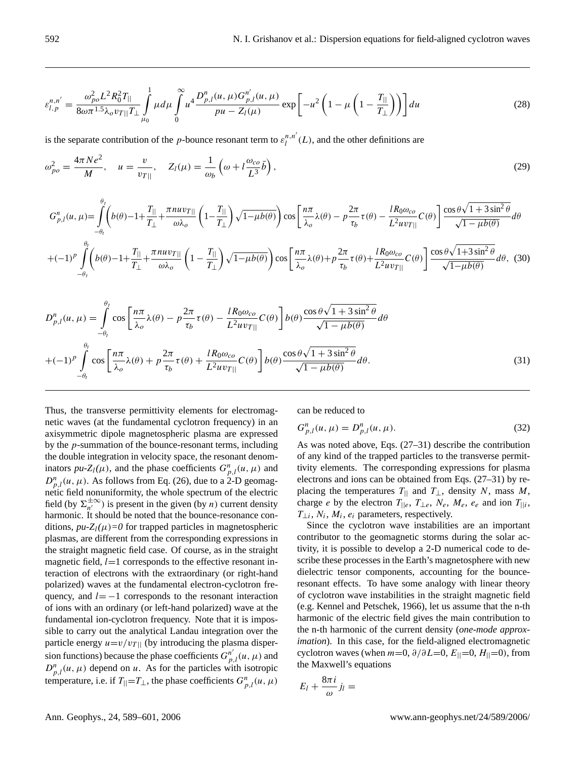$$\varepsilon_{l,p}^{n,n'} = \frac{\omega_{po}^2 L^2 R_0^2 T_{||}}{8\omega\pi^{1.5}\lambda_o v_{T||} T_\perp} \int_{\mu_0}^{1} \mu d\mu \int_0^\infty u^4 \frac{D_{p,l}^n(u,\mu) G_{p,l}^{n'}(u,\mu)}{pu - Z_l(\mu)} \exp\left[-u^2\left(1-\mu\left(1-\frac{T_{||}}{T_\perp}\right)\right)\right] du \tag{28}$$

is the separate contribution of the $p$-bounce resonant term to $\varepsilon_l^{n,n'}(L)$, and the other definitions are

$$\omega_{po}^2 = \frac{4\pi N e^2}{M}, \quad u = \frac{v}{v_{T||}}, \quad Z_l(\mu) = \frac{1}{\omega_b}\left(\omega + l\frac{\omega_{co}}{L^3}\bar{b}\right), \tag{29}$$

$$\begin{aligned} G_{p,l}^n(u,\mu) = &\int_{-\theta_t}^{\theta_t} \left(b(\theta)-1+\frac{T_{||}}{T_\perp}+\frac{\pi n u v_{T||}}{\omega\lambda_o}\left(1-\frac{T_{||}}{T_\perp}\right)\sqrt{1-\mu b(\theta)}\right)\cos\left[\frac{n\pi}{\lambda_o}\lambda(\theta) - p\frac{2\pi}{\tau_b}\tau(\theta) - \frac{lR_0\omega_{co}}{L^2 u v_{T||}}C(\theta)\right]\frac{\cos\theta\sqrt{1+3\sin^2\theta}}{\sqrt{1-\mu b(\theta)}}d\theta \\ +(-1)^p &\int_{-\theta_t}^{\theta_t} \left(b(\theta)-1+\frac{T_{||}}{T_\perp}+\frac{\pi n u v_{T||}}{\omega\lambda_o}\left(1-\frac{T_{||}}{T_\perp}\right)\sqrt{1-\mu b(\theta)}\right)\cos\left[\frac{n\pi}{\lambda_o}\lambda(\theta) + p\frac{2\pi}{\tau_b}\tau(\theta) + \frac{lR_0\omega_{co}}{L^2 u v_{T||}}C(\theta)\right]\frac{\cos\theta\sqrt{1+3\sin^2\theta}}{\sqrt{1-\mu b(\theta)}}d\theta, \end{aligned} \tag{30}$$

$$\begin{aligned} D_{p,l}^n(u,\mu) = &\int_{-\theta_t}^{\theta_t} \cos\left[\frac{n\pi}{\lambda_o}\lambda(\theta) - p\frac{2\pi}{\tau_b}\tau(\theta) - \frac{lR_0\omega_{co}}{L^2 u v_{T||}}C(\theta)\right] b(\theta)\frac{\cos\theta\sqrt{1+3\sin^2\theta}}{\sqrt{1-\mu b(\theta)}}d\theta \\ +(-1)^p &\int_{-\theta_t}^{\theta_t} \cos\left[\frac{n\pi}{\lambda_o}\lambda(\theta) + p\frac{2\pi}{\tau_b}\tau(\theta) + \frac{lR_0\omega_{co}}{L^2 u v_{T||}}C(\theta)\right] b(\theta)\frac{\cos\theta\sqrt{1+3\sin^2\theta}}{\sqrt{1-\mu b(\theta)}}d\theta. \end{aligned} \tag{31}$$

Thus, the transverse permittivity elements for electromagnetic waves (at the fundamental cyclotron frequency) in an axisymmetric dipole magnetospheric plasma are expressed by the $p$-summation of the bounce-resonant terms, including the double integration in velocity space, the resonant denominators $pu$-$Z_l(\mu)$, and the phase coefficients $G_{p,l}^n(u,\mu)$ and $D_{p,l}^n(u,\mu)$. As follows from Eq. (26), due to a 2-D geomagnetic field nonuniformity, the whole spectrum of the electric field (by $\Sigma_{n'}^{\pm\infty}$) is present in the given (by $n$) current density harmonic. It should be noted that the bounce-resonance conditions, $pu$-$Z_l(\mu)=0$ for trapped particles in magnetospheric plasmas, are different from the corresponding expressions in the straight magnetic field case. Of course, as in the straight magnetic field, $l=1$ corresponds to the effective resonant interaction of electrons with the extraordinary (or right-hand polarized) waves at the fundamental electron-cyclotron frequency, and $l=-1$ corresponds to the resonant interaction of ions with an ordinary (or left-hand polarized) wave at the fundamental ion-cyclotron frequency. Note that it is impossible to carry out the analytical Landau integration over the particle energy $u=v/v_{T||}$ (by introducing the plasma dispersion functions) because the phase coefficients $G_{p,l}^{n'}(u,\mu)$ and $D_{p,l}^n(u,\mu)$ depend on $u$. As for the particles with isotropic temperature, i.e. if $T_{||}=T_\perp$, the phase coefficients $G_{p,l}^n(u,\mu)$ can be reduced to

$$G_{p,l}^n(u,\mu) = D_{p,l}^n(u,\mu). \tag{32}$$

As was noted above, Eqs. (27–31) describe the contribution of any kind of the trapped particles to the transverse permittivity elements. The corresponding expressions for plasma electrons and ions can be obtained from Eqs. (27–31) by replacing the temperatures $T_{||}$ and $T_\perp$, density $N$, mass $M$, charge $e$ by the electron $T_{||e}$, $T_{\perp e}$, $N_e$, $M_e$, $e_e$ and ion $T_{||i}$, $T_{\perp i}$, $N_i$, $M_i$, $e_i$ parameters, respectively.

Since the cyclotron wave instabilities are an important contributor to the geomagnetic storms during the solar activity, it is possible to develop a 2-D numerical code to describe these processes in the Earth's magnetosphere with new dielectric tensor components, accounting for the bounce-resonant effects. To have some analogy with linear theory of cyclotron wave instabilities in the straight magnetic field (e.g. Kennel and Petschek, 1966), let us assume that the n-th harmonic of the electric field gives the main contribution to the n-th harmonic of the current density (*one-mode approximation*). In this case, for the field-aligned electromagnetic cyclotron waves (when $m=0$, $\partial/\partial L=0$, $E_{||}=0$, $H_{||}=0$), from the Maxwell's equations

$$E_l + \frac{8\pi i}{\omega} j_l =$$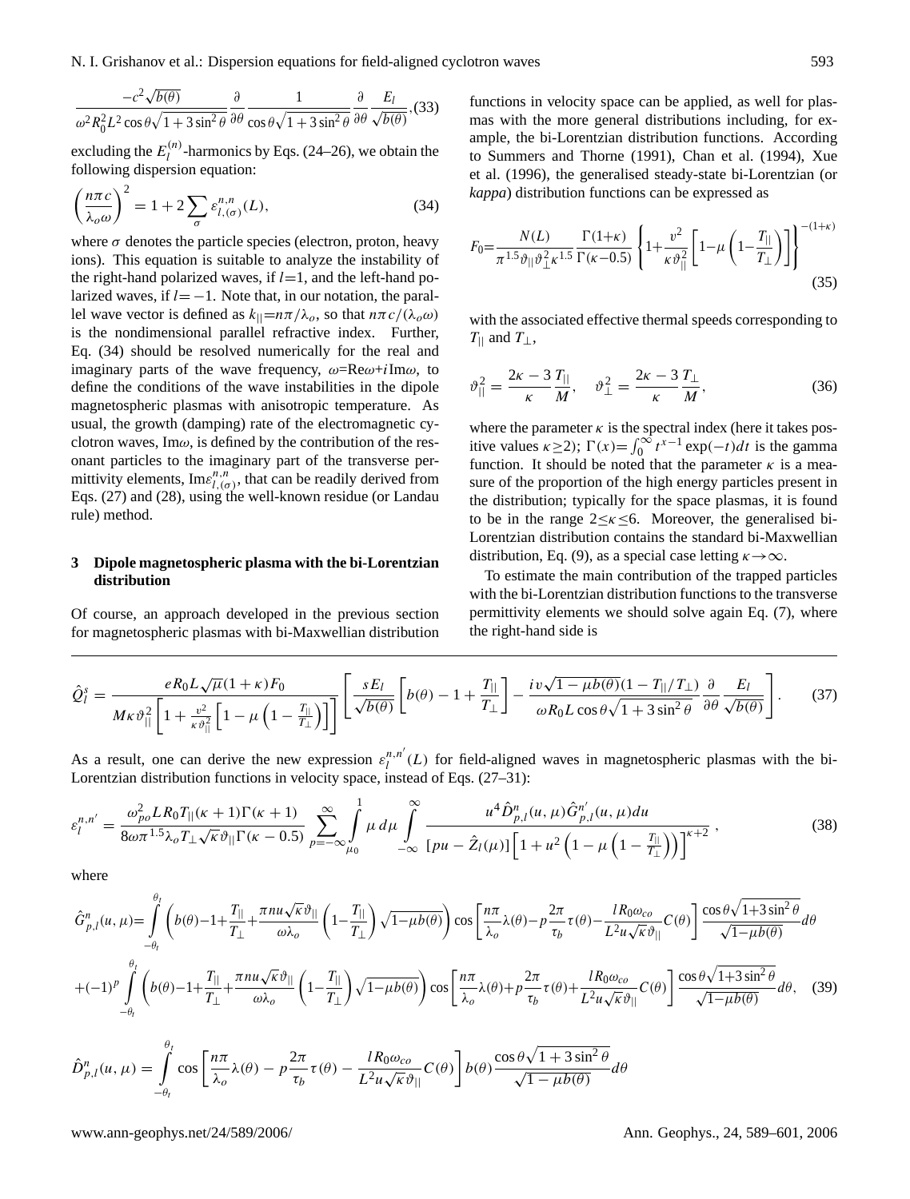$$\frac{-c^2\sqrt{b(\theta)}}{\omega^2 R_0^2 L^2 \cos\theta\sqrt{1+3\sin^2\theta}}\frac{\partial}{\partial\theta}\frac{1}{\cos\theta\sqrt{1+3\sin^2\theta}}\frac{\partial}{\partial\theta}\frac{E_l}{\sqrt{b(\theta)}}, \quad (33)$$

excluding the $E_l^{(n)}$-harmonics by Eqs. (24–26), we obtain the following dispersion equation:

$$\left(\frac{n\pi c}{\lambda_o\omega}\right)^2 = 1 + 2\sum_\sigma \varepsilon_{l,(\sigma)}^{n,n}(L), \quad (34)$$

where $\sigma$ denotes the particle species (electron, proton, heavy ions). This equation is suitable to analyze the instability of the right-hand polarized waves, if $l$=1, and the left-hand polarized waves, if $l=-1$. Note that, in our notation, the parallel wave vector is defined as $k_{||}=n\pi/\lambda_o$, so that $n\pi c/(\lambda_o\omega)$ is the nondimensional parallel refractive index. Further, Eq. (34) should be resolved numerically for the real and imaginary parts of the wave frequency, $\omega$=Re$\omega$+$i$Im$\omega$, to define the conditions of the wave instabilities in the dipole magnetospheric plasmas with anisotropic temperature. As usual, the growth (damping) rate of the electromagnetic cyclotron waves, Im$\omega$, is defined by the contribution of the resonant particles to the imaginary part of the transverse permittivity elements, Im$\varepsilon_{l,(\sigma)}^{n,n}$, that can be readily derived from Eqs. (27) and (28), using the well-known residue (or Landau rule) method.

## 3 Dipole magnetospheric plasma with the bi-Lorentzian distribution

Of course, an approach developed in the previous section for magnetospheric plasmas with bi-Maxwellian distribution functions in velocity space can be applied, as well for plasmas with the more general distributions including, for example, the bi-Lorentzian distribution functions. According to Summers and Thorne (1991), Chan et al. (1994), Xue et al. (1996), the generalised steady-state bi-Lorentzian (or *kappa*) distribution functions can be expressed as

$$F_0 = \frac{N(L)}{\pi^{1.5}\vartheta_{||}\vartheta_\perp^2\kappa^{1.5}}\frac{\Gamma(1+\kappa)}{\Gamma(\kappa-0.5)}\left\{1+\frac{v^2}{\kappa\vartheta_{||}^2}\left[1-\mu\left(1-\frac{T_{||}}{T_\perp}\right)\right]\right\}^{-(1+\kappa)} \quad (35)$$

with the associated effective thermal speeds corresponding to $T_{||}$ and $T_\perp$,

$$\vartheta_{||}^2 = \frac{2\kappa-3}{\kappa}\frac{T_{||}}{M}, \quad \vartheta_\perp^2 = \frac{2\kappa-3}{\kappa}\frac{T_\perp}{M}, \quad (36)$$

where the parameter $\kappa$ is the spectral index (here it takes positive values $\kappa\geq 2$); $\Gamma(x)=\int_0^\infty t^{x-1}\exp(-t)dt$ is the gamma function. It should be noted that the parameter $\kappa$ is a measure of the proportion of the high energy particles present in the distribution; typically for the space plasmas, it is found to be in the range $2\leq\kappa\leq 6$. Moreover, the generalised bi-Lorentzian distribution contains the standard bi-Maxwellian distribution, Eq. (9), as a special case letting $\kappa\to\infty$.

To estimate the main contribution of the trapped particles with the bi-Lorentzian distribution functions to the transverse permittivity elements we should solve again Eq. (7), where the right-hand side is

$$\hat{Q}_l^s = \frac{eR_0L\sqrt{\mu}(1+\kappa)F_0}{M\kappa\vartheta_{||}^2\left[1+\frac{v^2}{\kappa\vartheta_{||}^2}\left[1-\mu\left(1-\frac{T_{||}}{T_\perp}\right)\right]\right]}\left[\frac{sE_l}{\sqrt{b(\theta)}}\left[b(\theta)-1+\frac{T_{||}}{T_\perp}\right]-\frac{iv\sqrt{1-\mu b(\theta)}(1-T_{||}/T_\perp)}{\omega R_0 L\cos\theta\sqrt{1+3\sin^2\theta}}\frac{\partial}{\partial\theta}\frac{E_l}{\sqrt{b(\theta)}}\right]. \quad (37)$$

As a result, one can derive the new expression $\varepsilon_l^{n,n'}(L)$ for field-aligned waves in magnetospheric plasmas with the bi-Lorentzian distribution functions in velocity space, instead of Eqs. (27–31):

$$\varepsilon_l^{n,n'} = \frac{\omega_{po}^2 L R_0 T_{||}(\kappa+1)\Gamma(\kappa+1)}{8\omega\pi^{1.5}\lambda_o T_\perp\sqrt{\kappa}\vartheta_{||}\Gamma(\kappa-0.5)}\sum_{p=-\infty}^{\infty}\int_{\mu_0}^{1}\mu\,d\mu\int_{-\infty}^{\infty}\frac{u^4\hat{D}_{p,l}^n(u,\mu)\hat{G}_{p,l}^{n'}(u,\mu)du}{[pu-\hat{Z}_l(\mu)]\left[1+u^2\left(1-\mu\left(1-\frac{T_{||}}{T_\perp}\right)\right)\right]^{\kappa+2}}, \quad (38)$$

where

$$\hat{G}_{p,l}^n(u,\mu) = \int_{-\theta_t}^{\theta_t}\left(b(\theta)-1+\frac{T_{||}}{T_\perp}+\frac{\pi nu\sqrt{\kappa}\vartheta_{||}}{\omega\lambda_o}\left(1-\frac{T_{||}}{T_\perp}\right)\sqrt{1-\mu b(\theta)}\right)\cos\left[\frac{n\pi}{\lambda_o}\lambda(\theta)-p\frac{2\pi}{\tau_b}\tau(\theta)-\frac{lR_0\omega_{co}}{L^2u\sqrt{\kappa}\vartheta_{||}}C(\theta)\right]\frac{\cos\theta\sqrt{1+3\sin^2\theta}}{\sqrt{1-\mu b(\theta)}}d\theta$$

$$+(-1)^p\int_{-\theta_t}^{\theta_t}\left(b(\theta)-1+\frac{T_{||}}{T_\perp}+\frac{\pi nu\sqrt{\kappa}\vartheta_{||}}{\omega\lambda_o}\left(1-\frac{T_{||}}{T_\perp}\right)\sqrt{1-\mu b(\theta)}\right)\cos\left[\frac{n\pi}{\lambda_o}\lambda(\theta)+p\frac{2\pi}{\tau_b}\tau(\theta)+\frac{lR_0\omega_{co}}{L^2u\sqrt{\kappa}\vartheta_{||}}C(\theta)\right]\frac{\cos\theta\sqrt{1+3\sin^2\theta}}{\sqrt{1-\mu b(\theta)}}d\theta, \quad (39)$$

$$\hat{D}_{p,l}^n(u,\mu) = \int_{-\theta_t}^{\theta_t}\cos\left[\frac{n\pi}{\lambda_o}\lambda(\theta)-p\frac{2\pi}{\tau_b}\tau(\theta)-\frac{lR_0\omega_{co}}{L^2u\sqrt{\kappa}\vartheta_{||}}C(\theta)\right]b(\theta)\frac{\cos\theta\sqrt{1+3\sin^2\theta}}{\sqrt{1-\mu b(\theta)}}d\theta$$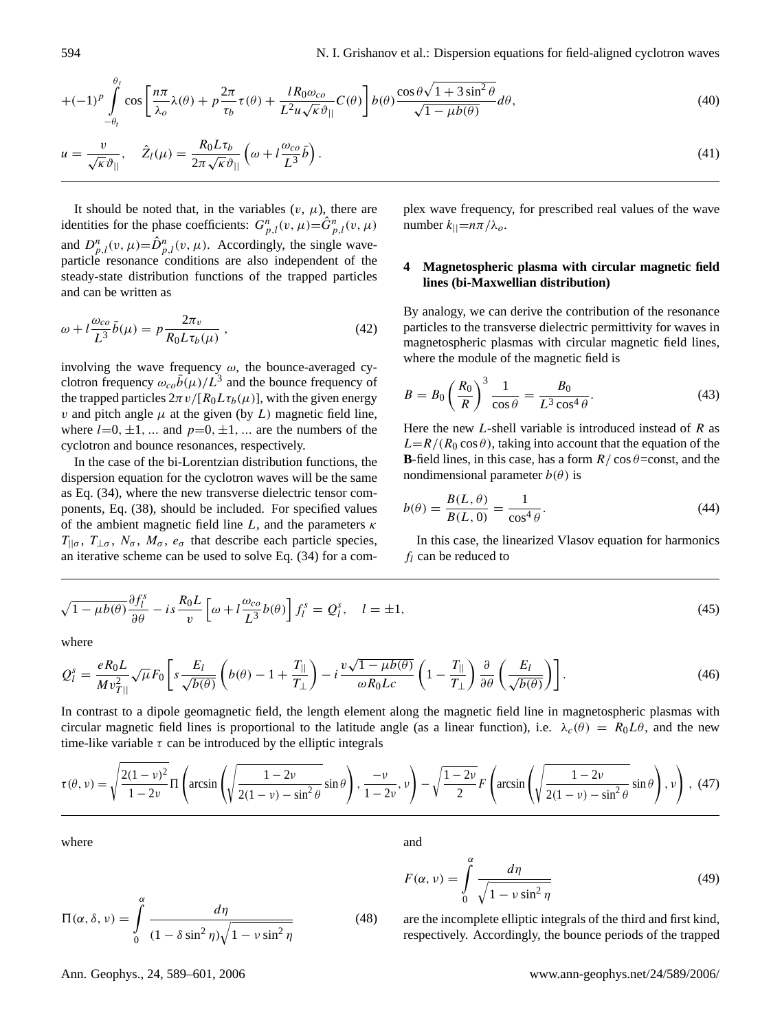$$+(-1)^p \int_{-\theta_t}^{\theta_t} \cos\left[\frac{n\pi}{\lambda_o}\lambda(\theta) + p\frac{2\pi}{\tau_b}\tau(\theta) + \frac{lR_0\omega_{co}}{L^2 u\sqrt{\kappa}\vartheta_{||}}C(\theta)\right] b(\theta)\frac{\cos\theta\sqrt{1+3\sin^2\theta}}{\sqrt{1-\mu b(\theta)}}d\theta, \tag{40}$$

$$u = \frac{v}{\sqrt{\kappa}\vartheta_{||}}, \quad \hat{Z}_l(\mu) = \frac{R_0 L\tau_b}{2\pi\sqrt{\kappa}\vartheta_{||}}\left(\omega + l\frac{\omega_{co}}{L^3}\bar{b}\right). \tag{41}$$

It should be noted that, in the variables $(v, \mu)$, there are identities for the phase coefficients: $G^n_{p,l}(v,\mu)=\hat{G}^n_{p,l}(v,\mu)$ and $D^n_{p,l}(v,\mu)=\hat{D}^n_{p,l}(v,\mu)$. Accordingly, the single wave-particle resonance conditions are also independent of the steady-state distribution functions of the trapped particles and can be written as

$$\omega + l\frac{\omega_{co}}{L^3}\bar{b}(\mu) = p\frac{2\pi_v}{R_0 L\tau_b(\mu)}, \tag{42}$$

involving the wave frequency $\omega$, the bounce-averaged cyclotron frequency $\omega_{co}\bar{b}(\mu)/L^3$ and the bounce frequency of the trapped particles $2\pi v/[R_0 L\tau_b(\mu)]$, with the given energy $v$ and pitch angle $\mu$ at the given (by $L$) magnetic field line, where $l=0, \pm 1, \ldots$ and $p=0, \pm 1, \ldots$ are the numbers of the cyclotron and bounce resonances, respectively.

In the case of the bi-Lorentzian distribution functions, the dispersion equation for the cyclotron waves will be the same as Eq. (34), where the new transverse dielectric tensor components, Eq. (38), should be included. For specified values of the ambient magnetic field line $L$, and the parameters $\kappa$ $T_{||\sigma}$, $T_{\perp\sigma}$, $N_\sigma$, $M_\sigma$, $e_\sigma$ that describe each particle species, an iterative scheme can be used to solve Eq. (34) for a complex wave frequency, for prescribed real values of the wave number $k_{||}=n\pi/\lambda_o$.

## 4 Magnetospheric plasma with circular magnetic field lines (bi-Maxwellian distribution)

By analogy, we can derive the contribution of the resonance particles to the transverse dielectric permittivity for waves in magnetospheric plasmas with circular magnetic field lines, where the module of the magnetic field is

$$B = B_0\left(\frac{R_0}{R}\right)^3\frac{1}{\cos\theta} = \frac{B_0}{L^3\cos^4\theta}. \tag{43}$$

Here the new $L$-shell variable is introduced instead of $R$ as $L=R/(R_0\cos\theta)$, taking into account that the equation of the **B**-field lines, in this case, has a form $R/\cos\theta$=const, and the nondimensional parameter $b(\theta)$ is

$$b(\theta) = \frac{B(L,\theta)}{B(L,0)} = \frac{1}{\cos^4\theta}. \tag{44}$$

In this case, the linearized Vlasov equation for harmonics $f_l$ can be reduced to

$$\sqrt{1-\mu b(\theta)}\frac{\partial f^s_l}{\partial\theta} - is\frac{R_0 L}{v}\left[\omega + l\frac{\omega_{co}}{L^3}b(\theta)\right]f^s_l = Q^s_l, \quad l=\pm 1, \tag{45}$$

where

$$Q^s_l = \frac{eR_0 L}{Mv^2_{T||}}\sqrt{\mu}F_0\left[s\frac{E_l}{\sqrt{b(\theta)}}\left(b(\theta) - 1 + \frac{T_{||}}{T_\perp}\right) - i\frac{v\sqrt{1-\mu b(\theta)}}{\omega R_0 Lc}\left(1 - \frac{T_{||}}{T_\perp}\right)\frac{\partial}{\partial\theta}\left(\frac{E_l}{\sqrt{b(\theta)}}\right)\right]. \tag{46}$$

In contrast to a dipole geomagnetic field, the length element along the magnetic field line in magnetospheric plasmas with circular magnetic field lines is proportional to the latitude angle (as a linear function), i.e. $\lambda_c(\theta) = R_0 L\theta$, and the new time-like variable $\tau$ can be introduced by the elliptic integrals

$$\tau(\theta,\nu) = \sqrt{\frac{2(1-\nu)^2}{1-2\nu}}\Pi\left(\arcsin\left(\sqrt{\frac{1-2\nu}{2(1-\nu)-\sin^2\theta}}\sin\theta\right), \frac{-\nu}{1-2\nu}, \nu\right) - \sqrt{\frac{1-2\nu}{2}}F\left(\arcsin\left(\sqrt{\frac{1-2\nu}{2(1-\nu)-\sin^2\theta}}\sin\theta\right), \nu\right), \tag{47}$$

where

$$\Pi(\alpha,\delta,\nu) = \int_0^\alpha \frac{d\eta}{(1-\delta\sin^2\eta)\sqrt{1-\nu\sin^2\eta}} \tag{48}$$

and

$$F(\alpha,\nu) = \int_0^\alpha \frac{d\eta}{\sqrt{1-\nu\sin^2\eta}} \tag{49}$$

are the incomplete elliptic integrals of the third and first kind, respectively. Accordingly, the bounce periods of the trapped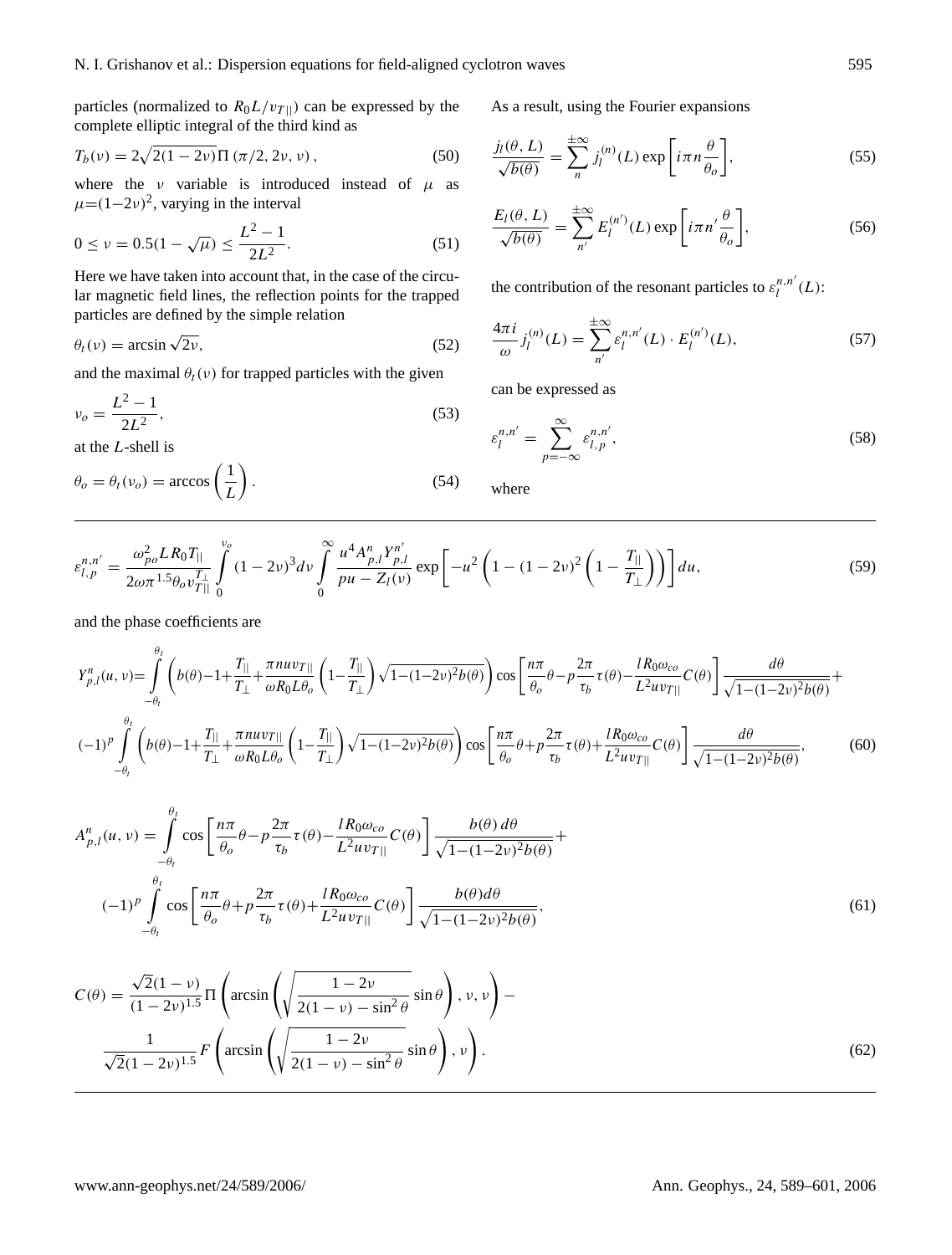particles (normalized to $R_0 L/v_{T||}$) can be expressed by the complete elliptic integral of the third kind as

$$T_b(\nu) = 2\sqrt{2(1-2\nu)}\,\Pi\left(\pi/2, 2\nu, \nu\right), \tag{50}$$

where the $\nu$ variable is introduced instead of $\mu$ as $\mu=(1-2\nu)^2$, varying in the interval

$$0 \le \nu = 0.5(1-\sqrt{\mu}) \le \frac{L^2-1}{2L^2}. \tag{51}$$

Here we have taken into account that, in the case of the circular magnetic field lines, the reflection points for the trapped particles are defined by the simple relation

$$\theta_t(\nu) = \arcsin\sqrt{2\nu}, \tag{52}$$

and the maximal $\theta_t(\nu)$ for trapped particles with the given

$$\nu_o = \frac{L^2-1}{2L^2}, \tag{53}$$

at the $L$-shell is

$$\theta_o = \theta_t(\nu_o) = \arccos\left(\frac{1}{L}\right). \tag{54}$$

As a result, using the Fourier expansions

$$\frac{j_l(\theta, L)}{\sqrt{b(\theta)}} = \sum_n^{\pm\infty} j_l^{(n)}(L)\exp\left[i\pi n\frac{\theta}{\theta_o}\right], \tag{55}$$

$$\frac{E_l(\theta, L)}{\sqrt{b(\theta)}} = \sum_{n'}^{\pm\infty} E_l^{(n')}(L)\exp\left[i\pi n'\frac{\theta}{\theta_o}\right], \tag{56}$$

the contribution of the resonant particles to $\varepsilon_l^{n,n'}(L)$:

$$\frac{4\pi i}{\omega} j_l^{(n)}(L) = \sum_{n'}^{\pm\infty} \varepsilon_l^{n,n'}(L)\cdot E_l^{(n')}(L), \tag{57}$$

can be expressed as

$$\varepsilon_l^{n,n'} = \sum_{p=-\infty}^{\infty} \varepsilon_{l,p}^{n,n'}, \tag{58}$$

where

$$\varepsilon_{l,p}^{n,n'} = \frac{\omega_{po}^2 L R_0 T_{||}}{2\omega\pi^{1.5}\theta_o v_{T||}^{T_\perp}} \int_0^{\nu_o} (1-2\nu)^3 d\nu \int_0^{\infty} \frac{u^4 A_{p,l}^n Y_{p,l}^{n'}}{pu - Z_l(\nu)} \exp\left[-u^2\left(1-(1-2\nu)^2\left(1-\frac{T_{||}}{T_\perp}\right)\right)\right] du, \tag{59}$$

and the phase coefficients are

$$\begin{aligned}
Y_{p,l}^n(u,\nu) = &\int_{-\theta_t}^{\theta_t} \left(b(\theta)-1+\frac{T_{||}}{T_\perp}+\frac{\pi n u v_{T||}}{\omega R_0 L\theta_o}\left(1-\frac{T_{||}}{T_\perp}\right)\sqrt{1-(1-2\nu)^2 b(\theta)}\right)\cos\left[\frac{n\pi}{\theta_o}\theta - p\frac{2\pi}{\tau_b}\tau(\theta) - \frac{l R_0\omega_{co}}{L^2 u v_{T||}}C(\theta)\right]\frac{d\theta}{\sqrt{1-(1-2\nu)^2 b(\theta)}} + \\
(-1)^p &\int_{-\theta_t}^{\theta_t} \left(b(\theta)-1+\frac{T_{||}}{T_\perp}+\frac{\pi n u v_{T||}}{\omega R_0 L\theta_o}\left(1-\frac{T_{||}}{T_\perp}\right)\sqrt{1-(1-2\nu)^2 b(\theta)}\right)\cos\left[\frac{n\pi}{\theta_o}\theta + p\frac{2\pi}{\tau_b}\tau(\theta) + \frac{l R_0\omega_{co}}{L^2 u v_{T||}}C(\theta)\right]\frac{d\theta}{\sqrt{1-(1-2\nu)^2 b(\theta)}},
\end{aligned} \tag{60}$$

$$\begin{aligned}
A_{p,l}^n(u,\nu) = &\int_{-\theta_t}^{\theta_t} \cos\left[\frac{n\pi}{\theta_o}\theta - p\frac{2\pi}{\tau_b}\tau(\theta) - \frac{l R_0\omega_{co}}{L^2 u v_{T||}}C(\theta)\right]\frac{b(\theta)\,d\theta}{\sqrt{1-(1-2\nu)^2 b(\theta)}} + \\
(-1)^p &\int_{-\theta_t}^{\theta_t} \cos\left[\frac{n\pi}{\theta_o}\theta + p\frac{2\pi}{\tau_b}\tau(\theta) + \frac{l R_0\omega_{co}}{L^2 u v_{T||}}C(\theta)\right]\frac{b(\theta)d\theta}{\sqrt{1-(1-2\nu)^2 b(\theta)}},
\end{aligned} \tag{61}$$

$$\begin{aligned}
C(\theta) = &\frac{\sqrt{2}(1-\nu)}{(1-2\nu)^{1.5}}\Pi\left(\arcsin\left(\sqrt{\frac{1-2\nu}{2(1-\nu)-\sin^2\theta}}\sin\theta\right), \nu, \nu\right) - \\
&\frac{1}{\sqrt{2}(1-2\nu)^{1.5}}F\left(\arcsin\left(\sqrt{\frac{1-2\nu}{2(1-\nu)-\sin^2\theta}}\sin\theta\right), \nu\right).
\end{aligned} \tag{62}$$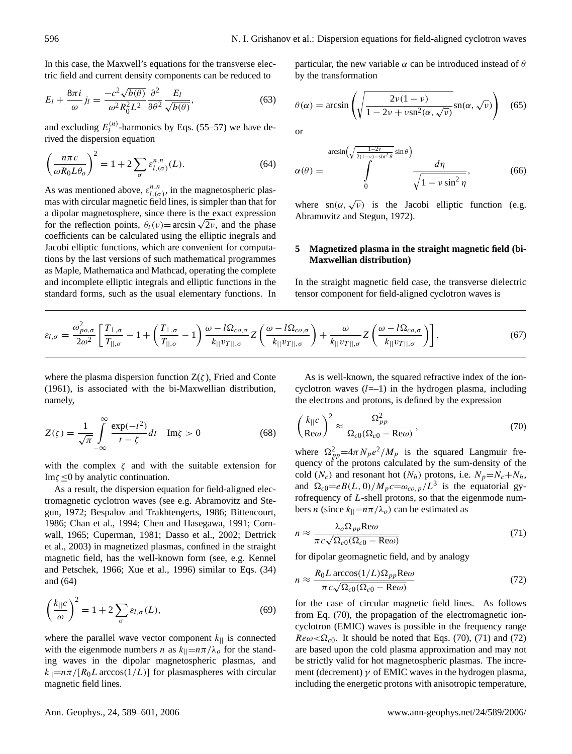In this case, the Maxwell's equations for the transverse electric field and current density components can be reduced to

$$E_l + \frac{8\pi i}{\omega} j_l = \frac{-c^2\sqrt{b(\theta)}}{\omega^2 R_0^2 L^2} \frac{\partial^2}{\partial \theta^2} \frac{E_l}{\sqrt{b(\theta)}}, \tag{63}$$

and excluding $E_l^{(n)}$-harmonics by Eqs. (55–57) we have derived the dispersion equation

$$\left(\frac{n\pi c}{\omega R_0 L \theta_o}\right)^2 = 1 + 2\sum_{\sigma} \varepsilon_{l,(\sigma)}^{n,n}(L). \tag{64}$$

As was mentioned above, $\varepsilon_{l,(\sigma)}^{n,n}$, in the magnetospheric plasmas with circular magnetic field lines, is simpler than that for a dipolar magnetosphere, since there is the exact expression for the reflection points, $\theta_t(\nu)=\arcsin\sqrt{2\nu}$, and the phase coefficients can be calculated using the elliptic inegrals and Jacobi elliptic functions, which are convenient for computations by the last versions of such mathematical programmes as Maple, Mathematica and Mathcad, operating the complete and incomplete elliptic integrals and elliptic functions in the standard forms, such as the usual elementary functions. In particular, the new variable $\alpha$ can be introduced instead of $\theta$ by the transformation

$$\theta(\alpha) = \arcsin\left(\sqrt{\frac{2\nu(1-\nu)}{1-2\nu+\nu\,\mathrm{sn}^2(\alpha,\sqrt{\nu})}}\,\mathrm{sn}(\alpha,\sqrt{\nu})\right) \tag{65}$$

or

$$\alpha(\theta) = \int\limits_0^{\arcsin\left(\sqrt{\frac{1-2\nu}{2(1-\nu)-\sin^2\theta}}\sin\theta\right)} \frac{d\eta}{\sqrt{1-\nu\sin^2\eta}}, \tag{66}$$

where $\mathrm{sn}(\alpha,\sqrt{\nu})$ is the Jacobi elliptic function (e.g. Abramovitz and Stegun, 1972).

## 5 Magnetized plasma in the straight magnetic field (bi-Maxwellian distribution)

In the straight magnetic field case, the transverse dielectric tensor component for field-aligned cyclotron waves is

$$\varepsilon_{l,\sigma} = \frac{\omega_{po,\sigma}^2}{2\omega^2}\left[\frac{T_{\perp,\sigma}}{T_{||,\sigma}} - 1 + \left(\frac{T_{\perp,\sigma}}{T_{||,\sigma}} - 1\right)\frac{\omega - l\Omega_{co,\sigma}}{k_{||}v_{T||,\sigma}} Z\left(\frac{\omega - l\Omega_{co,\sigma}}{k_{||}v_{T||,\sigma}}\right) + \frac{\omega}{k_{||}v_{T||,\sigma}} Z\left(\frac{\omega - l\Omega_{co,\sigma}}{k_{||}v_{T||,\sigma}}\right)\right], \tag{67}$$

where the plasma dispersion function $Z(\zeta)$, Fried and Conte (1961), is associated with the bi-Maxwellian distribution, namely,

$$Z(\zeta) = \frac{1}{\sqrt{\pi}} \int\limits_{-\infty}^{\infty} \frac{\exp(-t^2)}{t-\zeta} dt \quad \mathrm{Im}\zeta > 0 \tag{68}$$

with the complex $\zeta$ and with the suitable extension for $\mathrm{Im}\zeta \leq 0$ by analytic continuation.

As a result, the dispersion equation for field-aligned electromagnetic cyclotron waves (see e.g. Abramovitz and Stegun, 1972; Bespalov and Trakhtengerts, 1986; Bittencourt, 1986; Chan et al., 1994; Chen and Hasegawa, 1991; Cornwall, 1965; Cuperman, 1981; Dasso et al., 2002; Dettrick et al., 2003) in magnetized plasmas, confined in the straight magnetic field, has the well-known form (see, e.g. Kennel and Petschek, 1966; Xue et al., 1996) similar to Eqs. (34) and (64)

$$\left(\frac{k_{||}c}{\omega}\right)^2 = 1 + 2\sum_{\sigma} \varepsilon_{l,\sigma}(L), \tag{69}$$

where the parallel wave vector component $k_{||}$ is connected with the eigenmode numbers $n$ as $k_{||}=n\pi/\lambda_o$ for the standing waves in the dipolar magnetospheric plasmas, and $k_{||}=n\pi/[R_0 L \arccos(1/L)]$ for plasmaspheres with circular magnetic field lines.

As is well-known, the squared refractive index of the ion-cyclotron waves ($l$=–1) in the hydrogen plasma, including the electrons and protons, is defined by the expression

$$\left(\frac{k_{||}c}{\mathrm{Re}\omega}\right)^2 \approx \frac{\Omega_{pp}^2}{\Omega_{c0}(\Omega_{c0} - \mathrm{Re}\omega)}, \tag{70}$$

where $\Omega_{pp}^2=4\pi N_p e^2/M_p$ is the squared Langmuir frequency of the protons calculated by the sum-density of the cold ($N_c$) and resonant hot ($N_h$) protons, i.e. $N_p=N_c+N_h$, and $\Omega_{c0}=eB(L,0)/M_p c=\omega_{co,p}/L^3$ is the equatorial gyrofrequency of $L$-shell protons, so that the eigenmode numbers $n$ (since $k_{||}=n\pi/\lambda_o$) can be estimated as

$$n \approx \frac{\lambda_o \Omega_{pp} \mathrm{Re}\omega}{\pi c\sqrt{\Omega_{c0}(\Omega_{c0} - \mathrm{Re}\omega)}} \tag{71}$$

for dipolar geomagnetic field, and by analogy

$$n \approx \frac{R_0 L \arccos(1/L)\Omega_{pp}\mathrm{Re}\omega}{\pi c\sqrt{\Omega_{c0}(\Omega_{c0} - \mathrm{Re}\omega)}} \tag{72}$$

for the case of circular magnetic field lines. As follows from Eq. (70), the propagation of the electromagnetic ion-cyclotron (EMIC) waves is possible in the frequency range $Re\omega<\Omega_{c0}$. It should be noted that Eqs. (70), (71) and (72) are based upon the cold plasma approximation and may not be strictly valid for hot magnetospheric plasmas. The increment (decrement) $\gamma$ of EMIC waves in the hydrogen plasma, including the energetic protons with anisotropic temperature,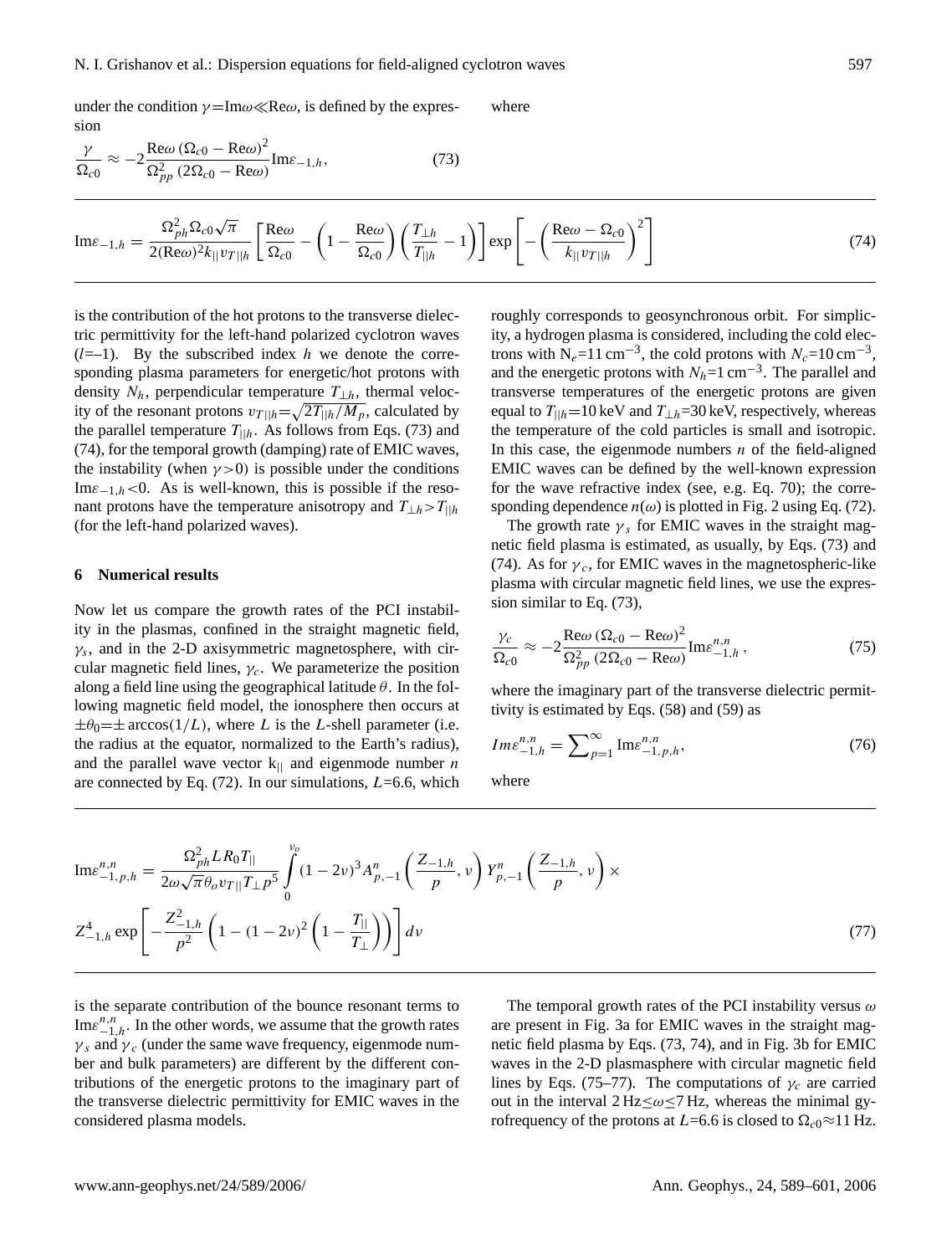under the condition $\gamma = \mathrm{Im}\omega \ll \mathrm{Re}\omega$, is defined by the expression

$$\frac{\gamma}{\Omega_{c0}} \approx -2\frac{\mathrm{Re}\omega\,(\Omega_{c0}-\mathrm{Re}\omega)^2}{\Omega_{pp}^2\,(2\Omega_{c0}-\mathrm{Re}\omega)}\mathrm{Im}\varepsilon_{-1,h}, \tag{73}$$

where

$$\mathrm{Im}\varepsilon_{-1,h} = \frac{\Omega_{ph}^2\Omega_{c0}\sqrt{\pi}}{2(\mathrm{Re}\omega)^2 k_{||} v_{T||h}}\left[\frac{\mathrm{Re}\omega}{\Omega_{c0}} - \left(1-\frac{\mathrm{Re}\omega}{\Omega_{c0}}\right)\left(\frac{T_{\perp h}}{T_{||h}}-1\right)\right]\exp\left[-\left(\frac{\mathrm{Re}\omega-\Omega_{c0}}{k_{||}v_{T||h}}\right)^2\right] \tag{74}$$

is the contribution of the hot protons to the transverse dielectric permittivity for the left-hand polarized cyclotron waves ($l$=–1). By the subscribed index $h$ we denote the corresponding plasma parameters for energetic/hot protons with density $N_h$, perpendicular temperature $T_{\perp h}$, thermal velocity of the resonant protons $v_{T||h}=\sqrt{2T_{||h}/M_p}$, calculated by the parallel temperature $T_{||h}$. As follows from Eqs. (73) and (74), for the temporal growth (damping) rate of EMIC waves, the instability (when $\gamma>0$) is possible under the conditions $\mathrm{Im}\varepsilon_{-1,h}<0$. As is well-known, this is possible if the resonant protons have the temperature anisotropy and $T_{\perp h}>T_{||h}$ (for the left-hand polarized waves).

## 6 Numerical results

Now let us compare the growth rates of the PCI instability in the plasmas, confined in the straight magnetic field, $\gamma_s$, and in the 2-D axisymmetric magnetosphere, with circular magnetic field lines, $\gamma_c$. We parameterize the position along a field line using the geographical latitude $\theta$. In the following magnetic field model, the ionosphere then occurs at $\pm\theta_0=\pm\arccos(1/L)$, where $L$ is the $L$-shell parameter (i.e. the radius at the equator, normalized to the Earth's radius), and the parallel wave vector $k_{||}$ and eigenmode number $n$ are connected by Eq. (72). In our simulations, $L$=6.6, which roughly corresponds to geosynchronous orbit. For simplicity, a hydrogen plasma is considered, including the cold electrons with $N_e$=11 cm$^{-3}$, the cold protons with $N_c$=10 cm$^{-3}$, and the energetic protons with $N_h$=1 cm$^{-3}$. The parallel and transverse temperatures of the energetic protons are given equal to $T_{||h}$=10 keV and $T_{\perp h}$=30 keV, respectively, whereas the temperature of the cold particles is small and isotropic. In this case, the eigenmode numbers $n$ of the field-aligned EMIC waves can be defined by the well-known expression for the wave refractive index (see, e.g. Eq. 70); the corresponding dependence $n(\omega)$ is plotted in Fig. 2 using Eq. (72).

The growth rate $\gamma_s$ for EMIC waves in the straight magnetic field plasma is estimated, as usually, by Eqs. (73) and (74). As for $\gamma_c$, for EMIC waves in the magnetospheric-like plasma with circular magnetic field lines, we use the expression similar to Eq. (73),

$$\frac{\gamma_c}{\Omega_{c0}} \approx -2\frac{\mathrm{Re}\omega\,(\Omega_{c0}-\mathrm{Re}\omega)^2}{\Omega_{pp}^2\,(2\Omega_{c0}-\mathrm{Re}\omega)}\mathrm{Im}\varepsilon_{-1,h}^{n,n}, \tag{75}$$

where the imaginary part of the transverse dielectric permittivity is estimated by Eqs. (58) and (59) as

$$Im\varepsilon_{-1,h}^{n,n} = \sum\nolimits_{p=1}^{\infty}\mathrm{Im}\varepsilon_{-1,p,h}^{n,n}, \tag{76}$$

where

$$\mathrm{Im}\varepsilon_{-1,p,h}^{n,n} = \frac{\Omega_{ph}^2 L R_0 T_{||}}{2\omega\sqrt{\pi}\theta_o v_{T||}T_{\perp}p^5}\int_0^{\nu_o}(1-2\nu)^3 A_{p,-1}^n\left(\frac{Z_{-1,h}}{p},\nu\right)Y_{p,-1}^n\left(\frac{Z_{-1,h}}{p},\nu\right)\times$$
$$Z_{-1,h}^4\exp\left[-\frac{Z_{-1,h}^2}{p^2}\left(1-(1-2\nu)^2\left(1-\frac{T_{||}}{T_{\perp}}\right)\right)\right]d\nu \tag{77}$$

is the separate contribution of the bounce resonant terms to $\mathrm{Im}\varepsilon_{-1,h}^{n,n}$. In the other words, we assume that the growth rates $\gamma_s$ and $\gamma_c$ (under the same wave frequency, eigenmode number and bulk parameters) are different by the different contributions of the energetic protons to the imaginary part of the transverse dielectric permittivity for EMIC waves in the considered plasma models.

The temporal growth rates of the PCI instability versus $\omega$ are present in Fig. 3a for EMIC waves in the straight magnetic field plasma by Eqs. (73, 74), and in Fig. 3b for EMIC waves in the 2-D plasmasphere with circular magnetic field lines by Eqs. (75–77). The computations of $\gamma_c$ are carried out in the interval 2 Hz$\leq\omega\leq$7 Hz, whereas the minimal gyrofrequency of the protons at $L$=6.6 is closed to $\Omega_{c0}\approx$11 Hz.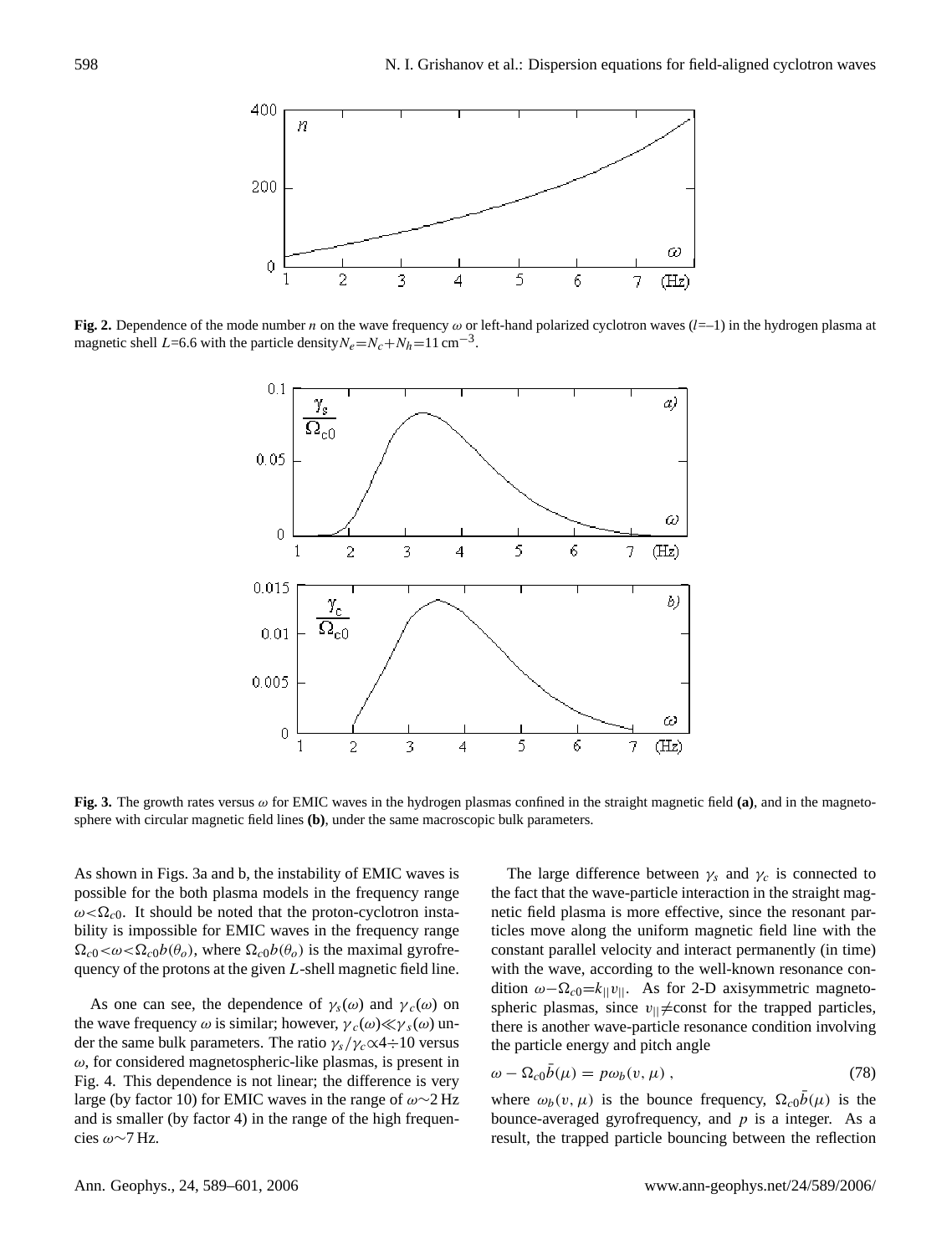**Fig. 2.** Dependence of the mode number $n$ on the wave frequency $\omega$ or left-hand polarized cyclotron waves ($l$=–1) in the hydrogen plasma at magnetic shell $L$=6.6 with the particle density $N_e=N_c+N_h$=11 cm$^{-3}$.

**Fig. 3.** The growth rates versus $\omega$ for EMIC waves in the hydrogen plasmas confined in the straight magnetic field **(a)**, and in the magnetosphere with circular magnetic field lines **(b)**, under the same macroscopic bulk parameters.

As shown in Figs. 3a and b, the instability of EMIC waves is possible for the both plasma models in the frequency range $\omega<\Omega_{c0}$. It should be noted that the proton-cyclotron instability is impossible for EMIC waves in the frequency range $\Omega_{c0}<\omega<\Omega_{c0}b(\theta_o)$, where $\Omega_{c0}b(\theta_o)$ is the maximal gyrofrequency of the protons at the given $L$-shell magnetic field line.

As one can see, the dependence of $\gamma_s(\omega)$ and $\gamma_c(\omega)$ on the wave frequency $\omega$ is similar; however, $\gamma_c(\omega)\ll\gamma_s(\omega)$ under the same bulk parameters. The ratio $\gamma_s/\gamma_c\propto 4\div 10$ versus $\omega$, for considered magnetospheric-like plasmas, is present in Fig. 4. This dependence is not linear; the difference is very large (by factor 10) for EMIC waves in the range of $\omega\sim 2$ Hz and is smaller (by factor 4) in the range of the high frequencies $\omega\sim 7$ Hz.

The large difference between $\gamma_s$ and $\gamma_c$ is connected to the fact that the wave-particle interaction in the straight magnetic field plasma is more effective, since the resonant particles move along the uniform magnetic field line with the constant parallel velocity and interact permanently (in time) with the wave, according to the well-known resonance condition $\omega-\Omega_{c0}=k_{||}v_{||}$. As for 2-D axisymmetric magnetospheric plasmas, since $v_{||}\neq$const for the trapped particles, there is another wave-particle resonance condition involving the particle energy and pitch angle

$$\omega-\Omega_{c0}\bar{b}(\mu)=p\omega_b(v,\mu)\,, \tag{78}$$

where $\omega_b(v,\mu)$ is the bounce frequency, $\Omega_{c0}\bar{b}(\mu)$ is the bounce-averaged gyrofrequency, and $p$ is a integer. As a result, the trapped particle bouncing between the reflection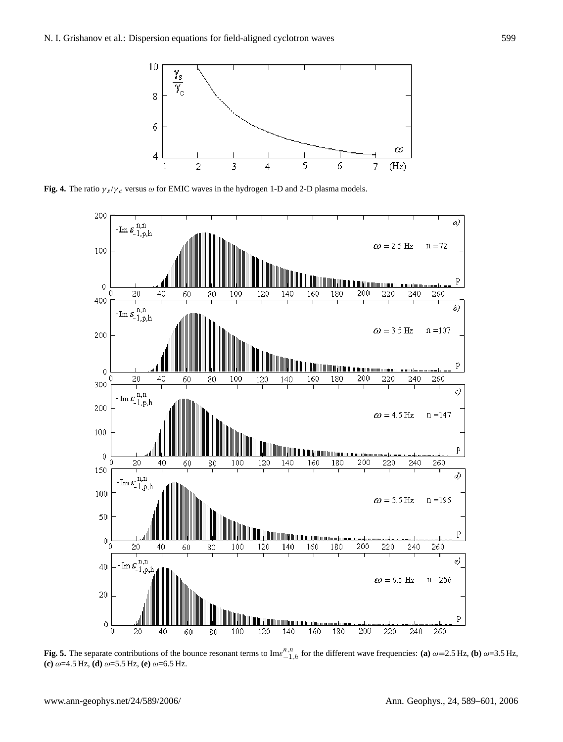**Fig. 4.** The ratio $\gamma_s/\gamma_c$ versus $\omega$ for EMIC waves in the hydrogen 1-D and 2-D plasma models.

**Fig. 5.** The separate contributions of the bounce resonant terms to $\text{Im}\varepsilon_{-1,h}^{n,n}$ for the different wave frequencies: **(a)** $\omega$=2.5 Hz, **(b)** $\omega$=3.5 Hz, **(c)** $\omega$=4.5 Hz, **(d)** $\omega$=5.5 Hz, **(e)** $\omega$=6.5 Hz.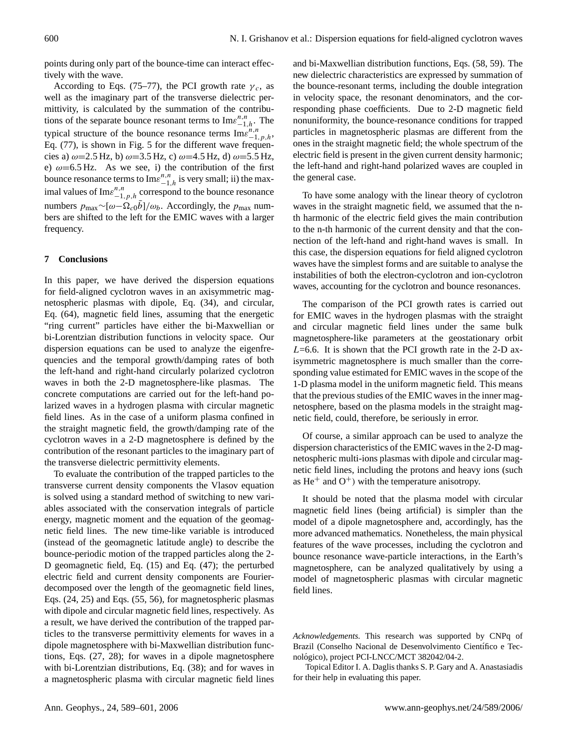points during only part of the bounce-time can interact effectively with the wave.

According to Eqs. (75–77), the PCI growth rate $\gamma_c$, as well as the imaginary part of the transverse dielectric permittivity, is calculated by the summation of the contributions of the separate bounce resonant terms to $\mathrm{Im}\varepsilon^{n,n}_{-1,h}$. The typical structure of the bounce resonance terms $\mathrm{Im}\varepsilon^{n,n}_{-1,p,h}$, Eq. (77), is shown in Fig. 5 for the different wave frequencies a) $\omega$=2.5 Hz, b) $\omega$=3.5 Hz, c) $\omega$=4.5 Hz, d) $\omega$=5.5 Hz, e) $\omega$=6.5 Hz. As we see, i) the contribution of the first bounce resonance terms to $\mathrm{Im}\varepsilon^{n,n}_{-1,h}$ is very small; ii) the maximal values of $\mathrm{Im}\varepsilon^{n,n}_{-1,p,h}$ correspond to the bounce resonance numbers $p_{\max}\sim[\omega-\Omega_{c0}\bar{b}]/\omega_b$. Accordingly, the $p_{\max}$ numbers are shifted to the left for the EMIC waves with a larger frequency.

## 7 Conclusions

In this paper, we have derived the dispersion equations for field-aligned cyclotron waves in an axisymmetric magnetospheric plasmas with dipole, Eq. (34), and circular, Eq. (64), magnetic field lines, assuming that the energetic "ring current" particles have either the bi-Maxwellian or bi-Lorentzian distribution functions in velocity space. Our dispersion equations can be used to analyze the eigenfrequencies and the temporal growth/damping rates of both the left-hand and right-hand circularly polarized cyclotron waves in both the 2-D magnetosphere-like plasmas. The concrete computations are carried out for the left-hand polarized waves in a hydrogen plasma with circular magnetic field lines. As in the case of a uniform plasma confined in the straight magnetic field, the growth/damping rate of the cyclotron waves in a 2-D magnetosphere is defined by the contribution of the resonant particles to the imaginary part of the transverse dielectric permittivity elements.

To evaluate the contribution of the trapped particles to the transverse current density components the Vlasov equation is solved using a standard method of switching to new variables associated with the conservation integrals of particle energy, magnetic moment and the equation of the geomagnetic field lines. The new time-like variable is introduced (instead of the geomagnetic latitude angle) to describe the bounce-periodic motion of the trapped particles along the 2-D geomagnetic field, Eq. (15) and Eq. (47); the perturbed electric field and current density components are Fourier-decomposed over the length of the geomagnetic field lines, Eqs. (24, 25) and Eqs. (55, 56), for magnetospheric plasmas with dipole and circular magnetic field lines, respectively. As a result, we have derived the contribution of the trapped particles to the transverse permittivity elements for waves in a dipole magnetosphere with bi-Maxwellian distribution functions, Eqs. (27, 28); for waves in a dipole magnetosphere with bi-Lorentzian distributions, Eq. (38); and for waves in a magnetospheric plasma with circular magnetic field lines and bi-Maxwellian distribution functions, Eqs. (58, 59). The new dielectric characteristics are expressed by summation of the bounce-resonant terms, including the double integration in velocity space, the resonant denominators, and the corresponding phase coefficients. Due to 2-D magnetic field nonuniformity, the bounce-resonance conditions for trapped particles in magnetospheric plasmas are different from the ones in the straight magnetic field; the whole spectrum of the electric field is present in the given current density harmonic; the left-hand and right-hand polarized waves are coupled in the general case.

To have some analogy with the linear theory of cyclotron waves in the straight magnetic field, we assumed that the n-th harmonic of the electric field gives the main contribution to the n-th harmonic of the current density and that the connection of the left-hand and right-hand waves is small. In this case, the dispersion equations for field aligned cyclotron waves have the simplest forms and are suitable to analyse the instabilities of both the electron-cyclotron and ion-cyclotron waves, accounting for the cyclotron and bounce resonances.

The comparison of the PCI growth rates is carried out for EMIC waves in the hydrogen plasmas with the straight and circular magnetic field lines under the same bulk magnetosphere-like parameters at the geostationary orbit $L$=6.6. It is shown that the PCI growth rate in the 2-D axisymmetric magnetosphere is much smaller than the corresponding value estimated for EMIC waves in the scope of the 1-D plasma model in the uniform magnetic field. This means that the previous studies of the EMIC waves in the inner magnetosphere, based on the plasma models in the straight magnetic field, could, therefore, be seriously in error.

Of course, a similar approach can be used to analyze the dispersion characteristics of the EMIC waves in the 2-D magnetospheric multi-ions plasmas with dipole and circular magnetic field lines, including the protons and heavy ions (such as $He^+$ and $O^+$) with the temperature anisotropy.

It should be noted that the plasma model with circular magnetic field lines (being artificial) is simpler than the model of a dipole magnetosphere and, accordingly, has the more advanced mathematics. Nonetheless, the main physical features of the wave processes, including the cyclotron and bounce resonance wave-particle interactions, in the Earth's magnetosphere, can be analyzed qualitatively by using a model of magnetospheric plasmas with circular magnetic field lines.

*Acknowledgements.* This research was supported by CNPq of Brazil (Conselho Nacional de Desenvolvimento Científico e Tecnológico), project PCI-LNCC/MCT 382042/04-2.

Topical Editor I. A. Daglis thanks S. P. Gary and A. Anastasiadis for their help in evaluating this paper.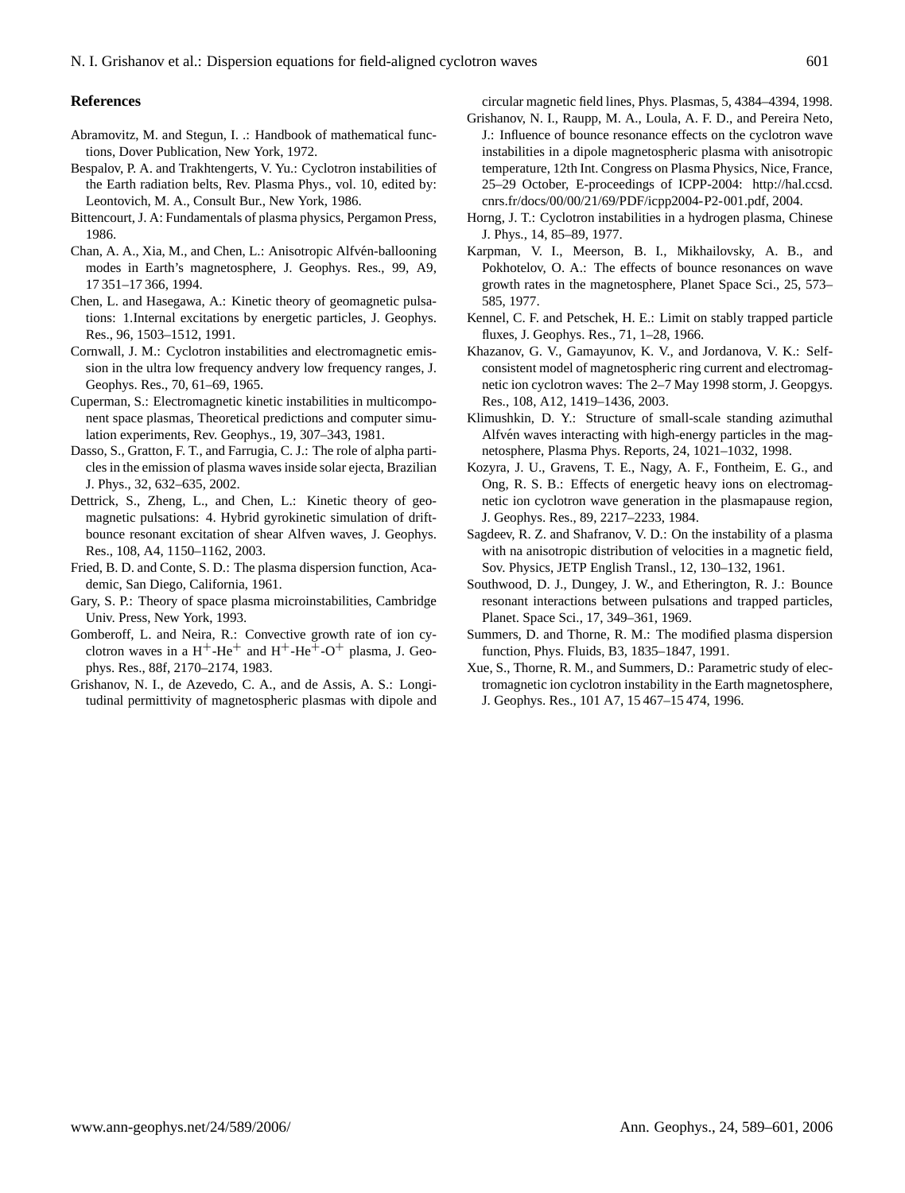## References

Abramovitz, M. and Stegun, I. .: Handbook of mathematical functions, Dover Publication, New York, 1972.

Bespalov, P. A. and Trakhtengerts, V. Yu.: Cyclotron instabilities of the Earth radiation belts, Rev. Plasma Phys., vol. 10, edited by: Leontovich, M. A., Consult Bur., New York, 1986.

Bittencourt, J. A: Fundamentals of plasma physics, Pergamon Press, 1986.

Chan, A. A., Xia, M., and Chen, L.: Anisotropic Alfvén-ballooning modes in Earth's magnetosphere, J. Geophys. Res., 99, A9, 17 351–17 366, 1994.

Chen, L. and Hasegawa, A.: Kinetic theory of geomagnetic pulsations: 1.Internal excitations by energetic particles, J. Geophys. Res., 96, 1503–1512, 1991.

Cornwall, J. M.: Cyclotron instabilities and electromagnetic emission in the ultra low frequency andvery low frequency ranges, J. Geophys. Res., 70, 61–69, 1965.

Cuperman, S.: Electromagnetic kinetic instabilities in multicomponent space plasmas, Theoretical predictions and computer simulation experiments, Rev. Geophys., 19, 307–343, 1981.

Dasso, S., Gratton, F. T., and Farrugia, C. J.: The role of alpha particles in the emission of plasma waves inside solar ejecta, Brazilian J. Phys., 32, 632–635, 2002.

Dettrick, S., Zheng, L., and Chen, L.: Kinetic theory of geomagnetic pulsations: 4. Hybrid gyrokinetic simulation of drift-bounce resonant excitation of shear Alfven waves, J. Geophys. Res., 108, A4, 1150–1162, 2003.

Fried, B. D. and Conte, S. D.: The plasma dispersion function, Academic, San Diego, California, 1961.

Gary, S. P.: Theory of space plasma microinstabilities, Cambridge Univ. Press, New York, 1993.

Gomberoff, L. and Neira, R.: Convective growth rate of ion cyclotron waves in a $H^{+}$-$He^{+}$ and $H^{+}$-$He^{+}$-$O^{+}$ plasma, J. Geophys. Res., 88f, 2170–2174, 1983.

Grishanov, N. I., de Azevedo, C. A., and de Assis, A. S.: Longitudinal permittivity of magnetospheric plasmas with dipole and circular magnetic field lines, Phys. Plasmas, 5, 4384–4394, 1998.

Grishanov, N. I., Raupp, M. A., Loula, A. F. D., and Pereira Neto, J.: Influence of bounce resonance effects on the cyclotron wave instabilities in a dipole magnetospheric plasma with anisotropic temperature, 12th Int. Congress on Plasma Physics, Nice, France, 25–29 October, E-proceedings of ICPP-2004: http://hal.ccsd.cnrs.fr/docs/00/00/21/69/PDF/icpp2004-P2-001.pdf, 2004.

Horng, J. T.: Cyclotron instabilities in a hydrogen plasma, Chinese J. Phys., 14, 85–89, 1977.

Karpman, V. I., Meerson, B. I., Mikhailovsky, A. B., and Pokhotelov, O. A.: The effects of bounce resonances on wave growth rates in the magnetosphere, Planet Space Sci., 25, 573–585, 1977.

Kennel, C. F. and Petschek, H. E.: Limit on stably trapped particle fluxes, J. Geophys. Res., 71, 1–28, 1966.

Khazanov, G. V., Gamayunov, K. V., and Jordanova, V. K.: Self-consistent model of magnetospheric ring current and electromagnetic ion cyclotron waves: The 2–7 May 1998 storm, J. Geopgys. Res., 108, A12, 1419–1436, 2003.

Klimushkin, D. Y.: Structure of small-scale standing azimuthal Alfvén waves interacting with high-energy particles in the magnetosphere, Plasma Phys. Reports, 24, 1021–1032, 1998.

Kozyra, J. U., Gravens, T. E., Nagy, A. F., Fontheim, E. G., and Ong, R. S. B.: Effects of energetic heavy ions on electromagnetic ion cyclotron wave generation in the plasmapause region, J. Geophys. Res., 89, 2217–2233, 1984.

Sagdeev, R. Z. and Shafranov, V. D.: On the instability of a plasma with na anisotropic distribution of velocities in a magnetic field, Sov. Physics, JETP English Transl., 12, 130–132, 1961.

Southwood, D. J., Dungey, J. W., and Etherington, R. J.: Bounce resonant interactions between pulsations and trapped particles, Planet. Space Sci., 17, 349–361, 1969.

Summers, D. and Thorne, R. M.: The modified plasma dispersion function, Phys. Fluids, B3, 1835–1847, 1991.

Xue, S., Thorne, R. M., and Summers, D.: Parametric study of electromagnetic ion cyclotron instability in the Earth magnetosphere, J. Geophys. Res., 101 A7, 15 467–15 474, 1996.